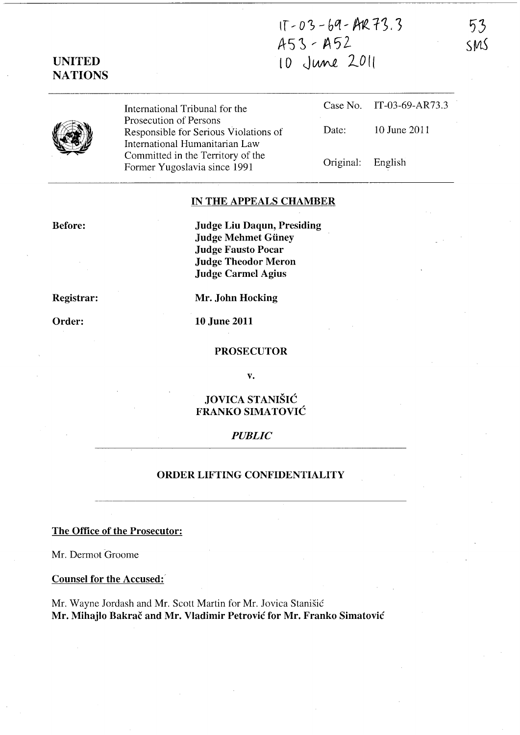IT-03-69-AR73.3
A53 - A52
10 June 2011

53
SMS

**UNITED NATIONS**

| International Tribunal for the Prosecution of Persons Responsible for Serious Violations of International Humanitarian Law Committed in the Territory of the Former Yugoslavia since 1991 | Case No. | IT-03-69-AR73.3 |
|---|---|---|
| | Date: | 10 June 2011 |
| | Original: | English |

## IN THE APPEALS CHAMBER

**Before:**

**Judge Liu Daqun, Presiding**
**Judge Mehmet Güney**
**Judge Fausto Pocar**
**Judge Theodor Meron**
**Judge Carmel Agius**

**Registrar:** **Mr. John Hocking**

**Order:** **10 June 2011**

**PROSECUTOR**

**v.**

**JOVICA STANIŠIĆ**
**FRANKO SIMATOVIĆ**

***PUBLIC***

**ORDER LIFTING CONFIDENTIALITY**

**The Office of the Prosecutor:**

Mr. Dermot Groome

**Counsel for the Accused:**

Mr. Wayne Jordash and Mr. Scott Martin for Mr. Jovica Stanišić
**Mr. Mihajlo Bakrač and Mr. Vladimir Petrović for Mr. Franko Simatović**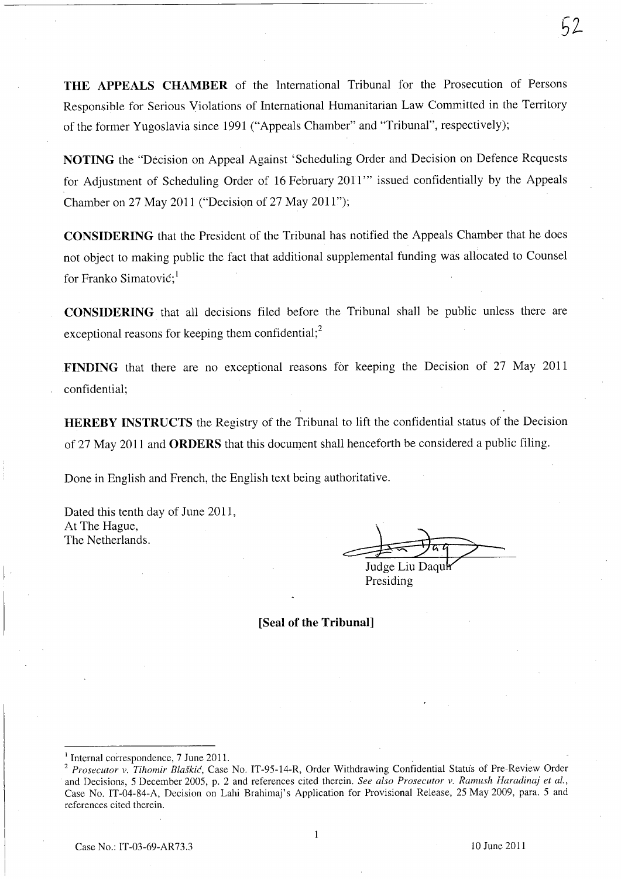**THE APPEALS CHAMBER** of the International Tribunal for the Prosecution of Persons Responsible for Serious Violations of International Humanitarian Law Committed in the Territory of the former Yugoslavia since 1991 ("Appeals Chamber" and "Tribunal", respectively);

**NOTING** the "Decision on Appeal Against 'Scheduling Order and Decision on Defence Requests for Adjustment of Scheduling Order of 16 February 2011'" issued confidentially by the Appeals Chamber on 27 May 2011 ("Decision of 27 May 2011");

**CONSIDERING** that the President of the Tribunal has notified the Appeals Chamber that he does not object to making public the fact that additional supplemental funding was allocated to Counsel for Franko Simatović;[1]

**CONSIDERING** that all decisions filed before the Tribunal shall be public unless there are exceptional reasons for keeping them confidential;[2]

**FINDING** that there are no exceptional reasons for keeping the Decision of 27 May 2011 confidential;

**HEREBY INSTRUCTS** the Registry of the Tribunal to lift the confidential status of the Decision of 27 May 2011 and **ORDERS** that this document shall henceforth be considered a public filing.

Done in English and French, the English text being authoritative.

Dated this tenth day of June 2011,
At The Hague,
The Netherlands.

Judge Liu Daqun
Presiding

**[Seal of the Tribunal]**

---

[1] Internal correspondence, 7 June 2011.

[2] *Prosecutor v. Tihomir Blaškić*, Case No. IT-95-14-R, Order Withdrawing Confidential Status of Pre-Review Order and Decisions, 5 December 2005, p. 2 and references cited therein. *See also Prosecutor v. Ramush Haradinaj et al.*, Case No. IT-04-84-A, Decision on Lahi Brahimaj's Application for Provisional Release, 25 May 2009, para. 5 and references cited therein.

Case No.: IT-03-69-AR73.3 10 June 2011